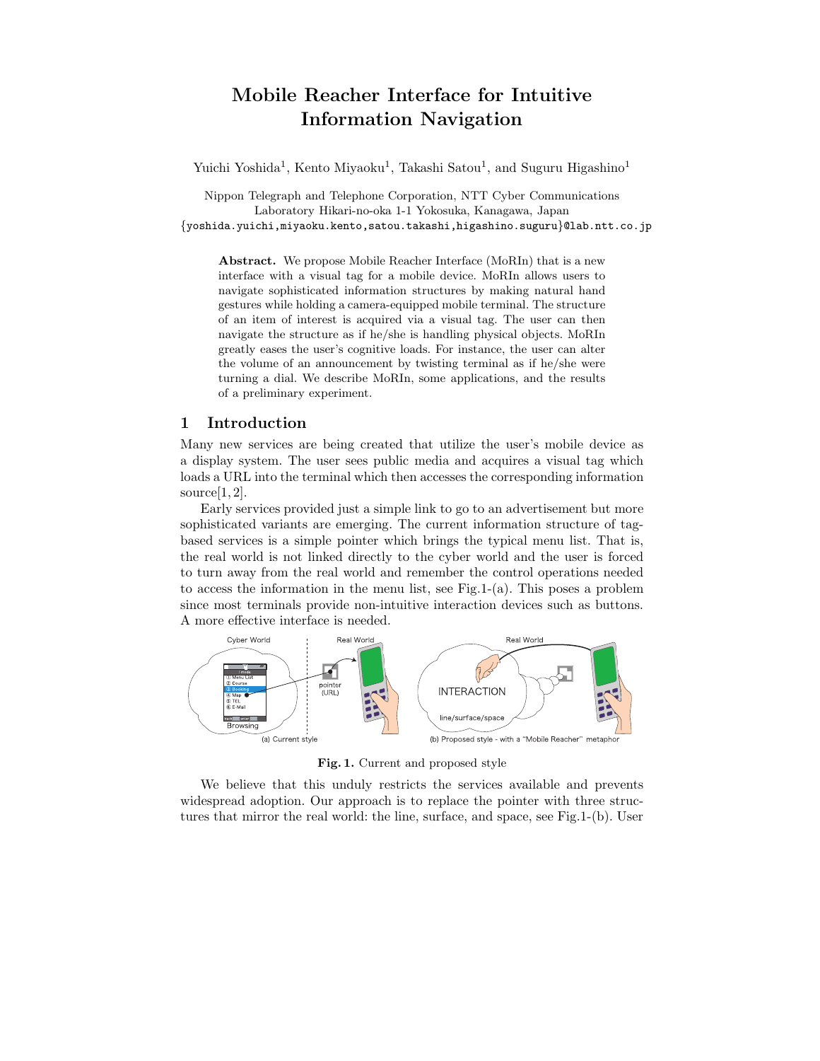# Mobile Reacher Interface for Intuitive Information Navigation

Yuichi Yoshida[1], Kento Miyaoku[1], Takashi Satou[1], and Suguru Higashino[1]

Nippon Telegraph and Telephone Corporation, NTT Cyber Communications Laboratory Hikari-no-oka 1-1 Yokosuka, Kanagawa, Japan
{yoshida.yuichi,miyaoku.kento,satou.takashi,higashino.suguru}@lab.ntt.co.jp

**Abstract.** We propose Mobile Reacher Interface (MoRIn) that is a new interface with a visual tag for a mobile device. MoRIn allows users to navigate sophisticated information structures by making natural hand gestures while holding a camera-equipped mobile terminal. The structure of an item of interest is acquired via a visual tag. The user can then navigate the structure as if he/she is handling physical objects. MoRIn greatly eases the user's cognitive loads. For instance, the user can alter the volume of an announcement by twisting terminal as if he/she were turning a dial. We describe MoRIn, some applications, and the results of a preliminary experiment.

## 1 Introduction

Many new services are being created that utilize the user's mobile device as a display system. The user sees public media and acquires a visual tag which loads a URL into the terminal which then accesses the corresponding information source[1, 2].

Early services provided just a simple link to go to an advertisement but more sophisticated variants are emerging. The current information structure of tag-based services is a simple pointer which brings the typical menu list. That is, the real world is not linked directly to the cyber world and the user is forced to turn away from the real world and remember the control operations needed to access the information in the menu list, see Fig.1-(a). This poses a problem since most terminals provide non-intuitive interaction devices such as buttons. A more effective interface is needed.

Cyber World
Real World
i mode
① Menu List
② Course
③ Booking
④ Map
⑤ TEL
⑥ E-Mail
Browsing
pointer (URL)
(a) Current style
Real World
INTERACTION
line/surface/space
(b) Proposed style - with a "Mobile Reacher" metaphor

**Fig. 1.** Current and proposed style

We believe that this unduly restricts the services available and prevents widespread adoption. Our approach is to replace the pointer with three structures that mirror the real world: the line, surface, and space, see Fig.1-(b). User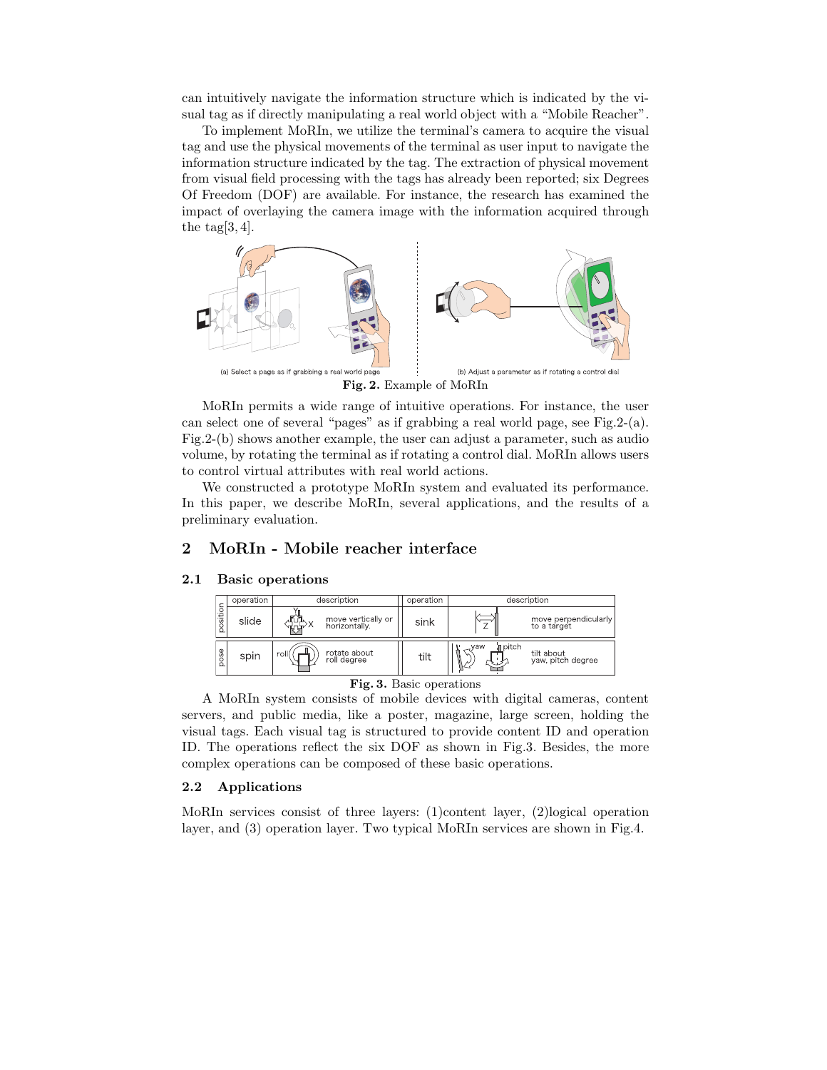can intuitively navigate the information structure which is indicated by the visual tag as if directly manipulating a real world object with a "Mobile Reacher".

To implement MoRIn, we utilize the terminal's camera to acquire the visual tag and use the physical movements of the terminal as user input to navigate the information structure indicated by the tag. The extraction of physical movement from visual field processing with the tags has already been reported; six Degrees Of Freedom (DOF) are available. For instance, the research has examined the impact of overlaying the camera image with the information acquired through the tag[3, 4].

(a) Select a page as if grabbing a real world page

(b) Adjust a parameter as if rotating a control dial

**Fig. 2.** Example of MoRIn

MoRIn permits a wide range of intuitive operations. For instance, the user can select one of several "pages" as if grabbing a real world page, see Fig.2-(a). Fig.2-(b) shows another example, the user can adjust a parameter, such as audio volume, by rotating the terminal as if rotating a control dial. MoRIn allows users to control virtual attributes with real world actions.

We constructed a prototype MoRIn system and evaluated its performance. In this paper, we describe MoRIn, several applications, and the results of a preliminary evaluation.

## 2 MoRIn - Mobile reacher interface

### 2.1 Basic operations

| | operation | description | operation | description |
|---|---|---|---|---|
| position | slide | move vertically or horizontally. | sink | move perpendicularly to a target |
| pose | spin | rotate about roll degree | tilt | tilt about yaw, pitch degree |

**Fig. 3.** Basic operations

A MoRIn system consists of mobile devices with digital cameras, content servers, and public media, like a poster, magazine, large screen, holding the visual tags. Each visual tag is structured to provide content ID and operation ID. The operations reflect the six DOF as shown in Fig.3. Besides, the more complex operations can be composed of these basic operations.

### 2.2 Applications

MoRIn services consist of three layers: (1)content layer, (2)logical operation layer, and (3) operation layer. Two typical MoRIn services are shown in Fig.4.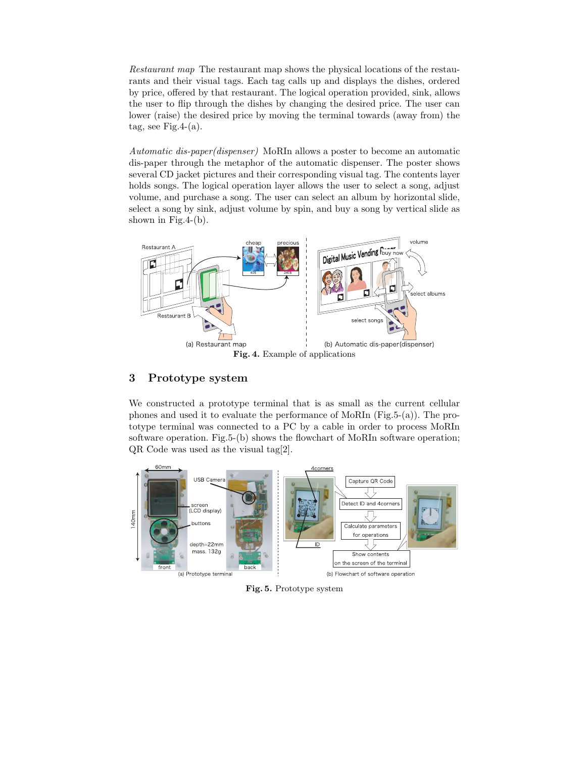*Restaurant map* The restaurant map shows the physical locations of the restaurants and their visual tags. Each tag calls up and displays the dishes, ordered by price, offered by that restaurant. The logical operation provided, sink, allows the user to flip through the dishes by changing the desired price. The user can lower (raise) the desired price by moving the terminal towards (away from) the tag, see Fig.4-(a).

*Automatic dis-paper(dispenser)* MoRIn allows a poster to become an automatic dis-paper through the metaphor of the automatic dispenser. The poster shows several CD jacket pictures and their corresponding visual tag. The contents layer holds songs. The logical operation layer allows the user to select a song, adjust volume, and purchase a song. The user can select an album by horizontal slide, select a song by sink, adjust volume by spin, and buy a song by vertical slide as shown in Fig.4-(b).

(a) Restaurant map (b) Automatic dis-paper(dispenser)

**Fig. 4.** Example of applications

## 3 Prototype system

We constructed a prototype terminal that is as small as the current cellular phones and used it to evaluate the performance of MoRIn (Fig.5-(a)). The prototype terminal was connected to a PC by a cable in order to process MoRIn software operation. Fig.5-(b) shows the flowchart of MoRIn software operation; QR Code was used as the visual tag[2].

(a) Prototype terminal (b) Flowchart of software operation

**Fig. 5.** Prototype system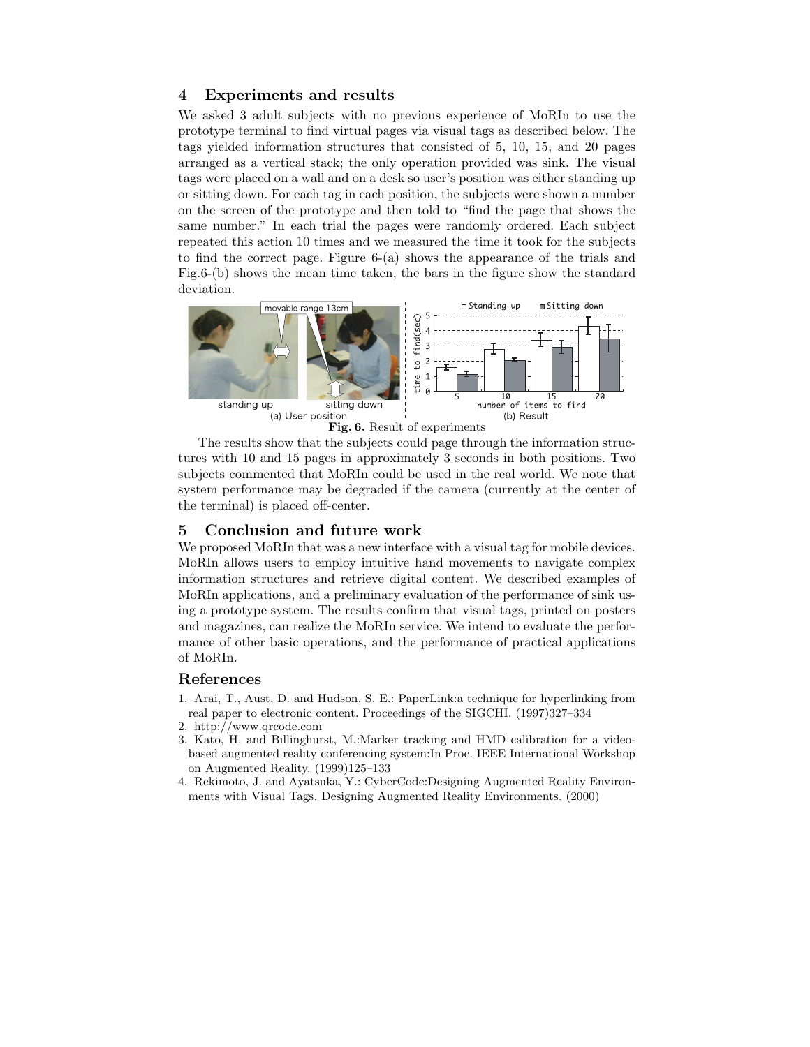## 4 Experiments and results

We asked 3 adult subjects with no previous experience of MoRIn to use the prototype terminal to find virtual pages via visual tags as described below. The tags yielded information structures that consisted of 5, 10, 15, and 20 pages arranged as a vertical stack; the only operation provided was sink. The visual tags were placed on a wall and on a desk so user's position was either standing up or sitting down. For each tag in each position, the subjects were shown a number on the screen of the prototype and then told to "find the page that shows the same number." In each trial the pages were randomly ordered. Each subject repeated this action 10 times and we measured the time it took for the subjects to find the correct page. Figure 6-(a) shows the appearance of the trials and Fig.6-(b) shows the mean time taken, the bars in the figure show the standard deviation.

movable range 13cm

standing up

sitting down

(a) User position

Standing up
Sitting down

time to find(sec)

0
1
2
3
4
5

5
10
15
20

number of items to find

(b) Result

**Fig. 6.** Result of experiments

The results show that the subjects could page through the information structures with 10 and 15 pages in approximately 3 seconds in both positions. Two subjects commented that MoRIn could be used in the real world. We note that system performance may be degraded if the camera (currently at the center of the terminal) is placed off-center.

## 5 Conclusion and future work

We proposed MoRIn that was a new interface with a visual tag for mobile devices. MoRIn allows users to employ intuitive hand movements to navigate complex information structures and retrieve digital content. We described examples of MoRIn applications, and a preliminary evaluation of the performance of sink using a prototype system. The results confirm that visual tags, printed on posters and magazines, can realize the MoRIn service. We intend to evaluate the performance of other basic operations, and the performance of practical applications of MoRIn.

## References

1. Arai, T., Aust, D. and Hudson, S. E.: PaperLink:a technique for hyperlinking from real paper to electronic content. Proceedings of the SIGCHI. (1997)327–334
2. http://www.qrcode.com
3. Kato, H. and Billinghurst, M.:Marker tracking and HMD calibration for a video-based augmented reality conferencing system:In Proc. IEEE International Workshop on Augmented Reality. (1999)125–133
4. Rekimoto, J. and Ayatsuka, Y.: CyberCode:Designing Augmented Reality Environments with Visual Tags. Designing Augmented Reality Environments. (2000)